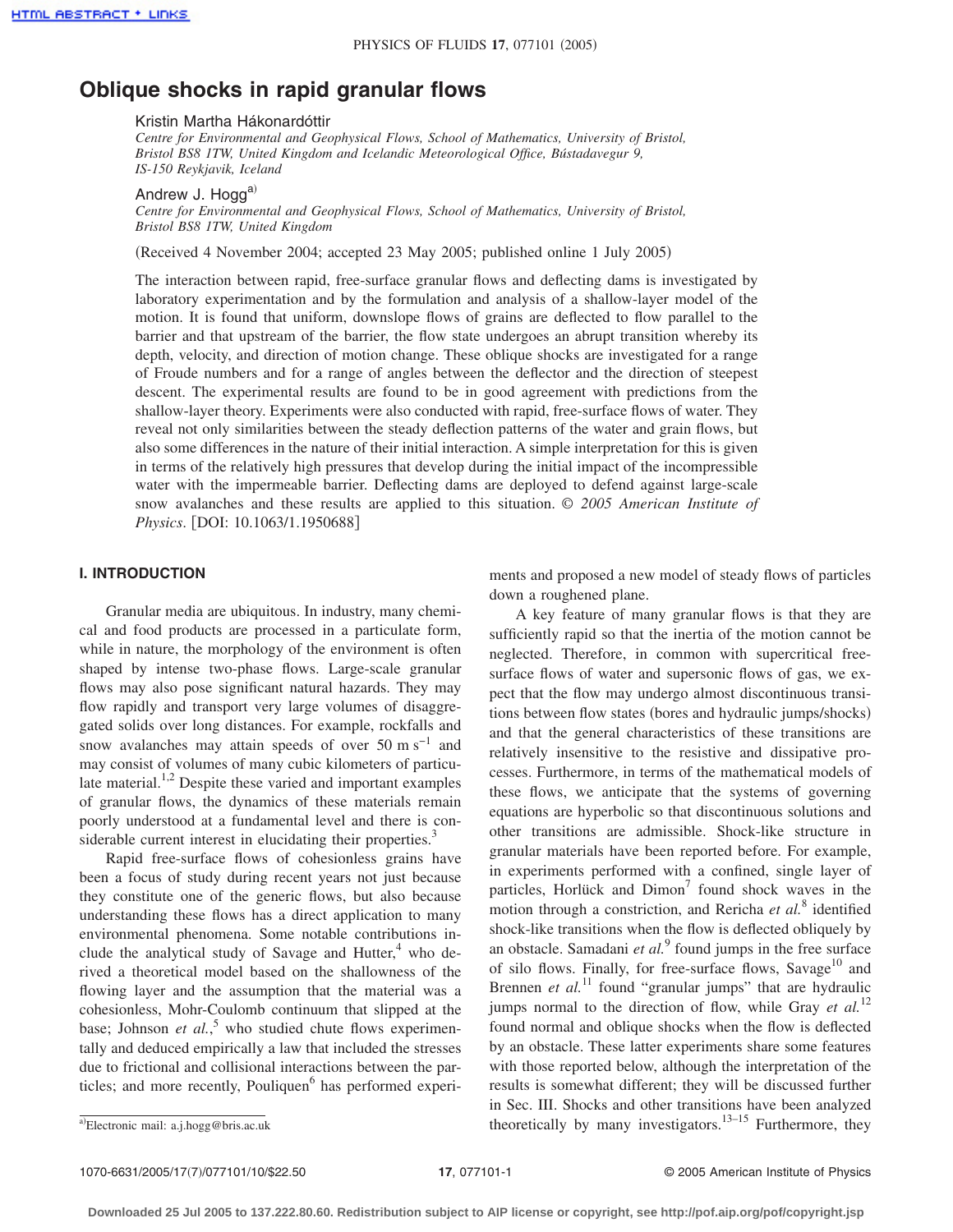# Oblique shocks in rapid granular flows

Kristin Martha Hákonardóttir

*Centre for Environmental and Geophysical Flows, School of Mathematics, University of Bristol, Bristol BS8 1TW, United Kingdom and Icelandic Meteorological Office, Bústadavegur 9, IS-150 Reykjavik, Iceland*

Andrew J. Hogg[a]

*Centre for Environmental and Geophysical Flows, School of Mathematics, University of Bristol, Bristol BS8 1TW, United Kingdom*

(Received 4 November 2004; accepted 23 May 2005; published online 1 July 2005)

The interaction between rapid, free-surface granular flows and deflecting dams is investigated by laboratory experimentation and by the formulation and analysis of a shallow-layer model of the motion. It is found that uniform, downslope flows of grains are deflected to flow parallel to the barrier and that upstream of the barrier, the flow state undergoes an abrupt transition whereby its depth, velocity, and direction of motion change. These oblique shocks are investigated for a range of Froude numbers and for a range of angles between the deflector and the direction of steepest descent. The experimental results are found to be in good agreement with predictions from the shallow-layer theory. Experiments were also conducted with rapid, free-surface flows of water. They reveal not only similarities between the steady deflection patterns of the water and grain flows, but also some differences in the nature of their initial interaction. A simple interpretation for this is given in terms of the relatively high pressures that develop during the initial impact of the incompressible water with the impermeable barrier. Deflecting dams are deployed to defend against large-scale snow avalanches and these results are applied to this situation. © *2005 American Institute of Physics*. [DOI: 10.1063/1.1950688]

## I. INTRODUCTION

Granular media are ubiquitous. In industry, many chemical and food products are processed in a particulate form, while in nature, the morphology of the environment is often shaped by intense two-phase flows. Large-scale granular flows may also pose significant natural hazards. They may flow rapidly and transport very large volumes of disaggregated solids over long distances. For example, rockfalls and snow avalanches may attain speeds of over 50 m s$^{-1}$ and may consist of volumes of many cubic kilometers of particulate material.[1,2] Despite these varied and important examples of granular flows, the dynamics of these materials remain poorly understood at a fundamental level and there is considerable current interest in elucidating their properties.[3]

Rapid free-surface flows of cohesionless grains have been a focus of study during recent years not just because they constitute one of the generic flows, but also because understanding these flows has a direct application to many environmental phenomena. Some notable contributions include the analytical study of Savage and Hutter,[4] who derived a theoretical model based on the shallowness of the flowing layer and the assumption that the material was a cohesionless, Mohr-Coulomb continuum that slipped at the base; Johnson *et al.*,[5] who studied chute flows experimentally and deduced empirically a law that included the stresses due to frictional and collisional interactions between the particles; and more recently, Pouliquen[6] has performed experiments and proposed a new model of steady flows of particles down a roughened plane.

A key feature of many granular flows is that they are sufficiently rapid so that the inertia of the motion cannot be neglected. Therefore, in common with supercritical free-surface flows of water and supersonic flows of gas, we expect that the flow may undergo almost discontinuous transitions between flow states (bores and hydraulic jumps/shocks) and that the general characteristics of these transitions are relatively insensitive to the resistive and dissipative processes. Furthermore, in terms of the mathematical models of these flows, we anticipate that the systems of governing equations are hyperbolic so that discontinuous solutions and other transitions are admissible. Shock-like structure in granular materials have been reported before. For example, in experiments performed with a confined, single layer of particles, Horlück and Dimon[7] found shock waves in the motion through a constriction, and Rericha *et al.*[8] identified shock-like transitions when the flow is deflected obliquely by an obstacle. Samadani *et al.*[9] found jumps in the free surface of silo flows. Finally, for free-surface flows, Savage[10] and Brennen *et al.*[11] found "granular jumps" that are hydraulic jumps normal to the direction of flow, while Gray *et al.*[12] found normal and oblique shocks when the flow is deflected by an obstacle. These latter experiments share some features with those reported below, although the interpretation of the results is somewhat different; they will be discussed further in Sec. III. Shocks and other transitions have been analyzed theoretically by many investigators.[13–15] Furthermore, they

[a]Electronic mail: a.j.hogg@bris.ac.uk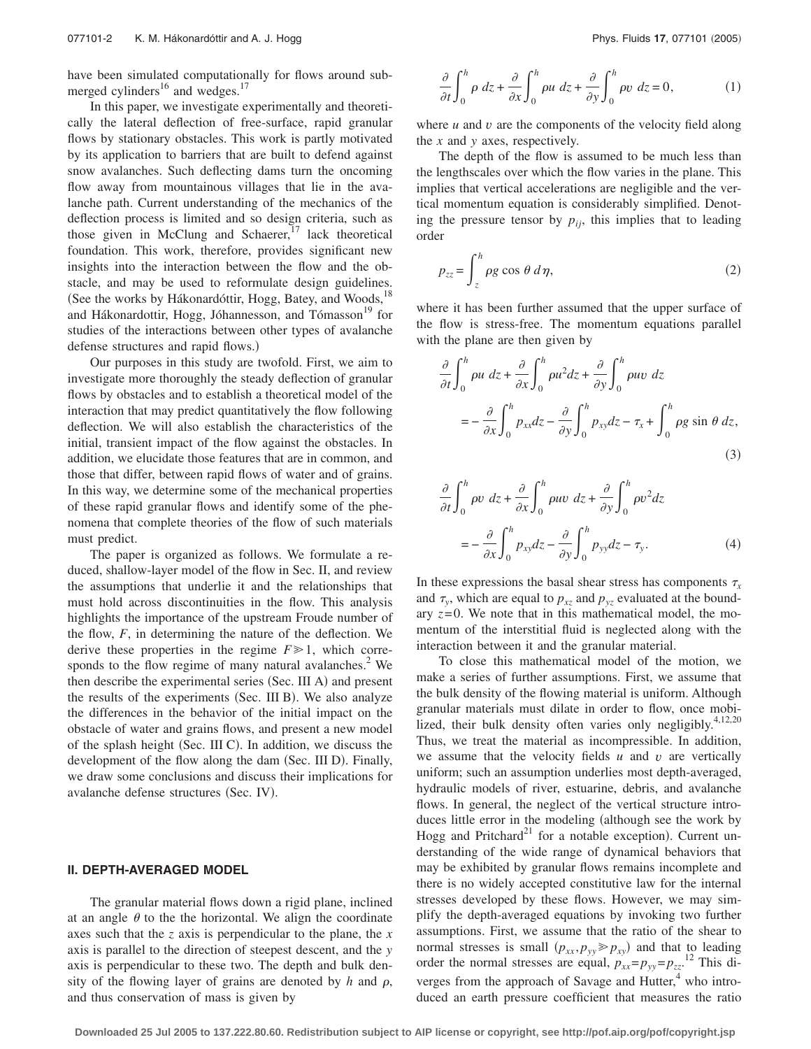have been simulated computationally for flows around submerged cylinders[16] and wedges.[17]

In this paper, we investigate experimentally and theoretically the lateral deflection of free-surface, rapid granular flows by stationary obstacles. This work is partly motivated by its application to barriers that are built to defend against snow avalanches. Such deflecting dams turn the oncoming flow away from mountainous villages that lie in the avalanche path. Current understanding of the mechanics of the deflection process is limited and so design criteria, such as those given in McClung and Schaerer,[17] lack theoretical foundation. This work, therefore, provides significant new insights into the interaction between the flow and the obstacle, and may be used to reformulate design guidelines. (See the works by Hákonardóttir, Hogg, Batey, and Woods,[18] and Hákonardottir, Hogg, Jóhannesson, and Tómasson[19] for studies of the interactions between other types of avalanche defense structures and rapid flows.)

Our purposes in this study are twofold. First, we aim to investigate more thoroughly the steady deflection of granular flows by obstacles and to establish a theoretical model of the interaction that may predict quantitatively the flow following deflection. We will also establish the characteristics of the initial, transient impact of the flow against the obstacles. In addition, we elucidate those features that are in common, and those that differ, between rapid flows of water and of grains. In this way, we determine some of the mechanical properties of these rapid granular flows and identify some of the phenomena that complete theories of the flow of such materials must predict.

The paper is organized as follows. We formulate a reduced, shallow-layer model of the flow in Sec. II, and review the assumptions that underlie it and the relationships that must hold across discontinuities in the flow. This analysis highlights the importance of the upstream Froude number of the flow, $F$, in determining the nature of the deflection. We derive these properties in the regime $F \gg 1$, which corresponds to the flow regime of many natural avalanches.[2] We then describe the experimental series (Sec. III A) and present the results of the experiments (Sec. III B). We also analyze the differences in the behavior of the initial impact on the obstacle of water and grains flows, and present a new model of the splash height (Sec. III C). In addition, we discuss the development of the flow along the dam (Sec. III D). Finally, we draw some conclusions and discuss their implications for avalanche defense structures (Sec. IV).

## II. DEPTH-AVERAGED MODEL

The granular material flows down a rigid plane, inclined at an angle $\theta$ to the the horizontal. We align the coordinate axes such that the $z$ axis is perpendicular to the plane, the $x$ axis is parallel to the direction of steepest descent, and the $y$ axis is perpendicular to these two. The depth and bulk density of the flowing layer of grains are denoted by $h$ and $\rho$, and thus conservation of mass is given by

$$\frac{\partial}{\partial t}\int_0^h \rho \, dz + \frac{\partial}{\partial x}\int_0^h \rho u \, dz + \frac{\partial}{\partial y}\int_0^h \rho v \, dz = 0, \tag{1}$$

where $u$ and $v$ are the components of the velocity field along the $x$ and $y$ axes, respectively.

The depth of the flow is assumed to be much less than the lengthscales over which the flow varies in the plane. This implies that vertical accelerations are negligible and the vertical momentum equation is considerably simplified. Denoting the pressure tensor by $p_{ij}$, this implies that to leading order

$$p_{zz} = \int_z^h \rho g \cos\theta \, d\eta, \tag{2}$$

where it has been further assumed that the upper surface of the flow is stress-free. The momentum equations parallel with the plane are then given by

$$\frac{\partial}{\partial t}\int_0^h \rho u \, dz + \frac{\partial}{\partial x}\int_0^h \rho u^2 dz + \frac{\partial}{\partial y}\int_0^h \rho u v \, dz = -\frac{\partial}{\partial x}\int_0^h p_{xx} dz - \frac{\partial}{\partial y}\int_0^h p_{xy} dz - \tau_x + \int_0^h \rho g \sin\theta \, dz, \tag{3}$$

$$\frac{\partial}{\partial t}\int_0^h \rho v \, dz + \frac{\partial}{\partial x}\int_0^h \rho u v \, dz + \frac{\partial}{\partial y}\int_0^h \rho v^2 dz = -\frac{\partial}{\partial x}\int_0^h p_{xy} dz - \frac{\partial}{\partial y}\int_0^h p_{yy} dz - \tau_y. \tag{4}$$

In these expressions the basal shear stress has components $\tau_x$ and $\tau_y$, which are equal to $p_{xz}$ and $p_{yz}$ evaluated at the boundary $z=0$. We note that in this mathematical model, the momentum of the interstitial fluid is neglected along with the interaction between it and the granular material.

To close this mathematical model of the motion, we make a series of further assumptions. First, we assume that the bulk density of the flowing material is uniform. Although granular materials must dilate in order to flow, once mobilized, their bulk density often varies only negligibly.[4,12,20] Thus, we treat the material as incompressible. In addition, we assume that the velocity fields $u$ and $v$ are vertically uniform; such an assumption underlies most depth-averaged, hydraulic models of river, estuarine, debris, and avalanche flows. In general, the neglect of the vertical structure introduces little error in the modeling (although see the work by Hogg and Pritchard[21] for a notable exception). Current understanding of the wide range of dynamical behaviors that may be exhibited by granular flows remains incomplete and there is no widely accepted constitutive law for the internal stresses developed by these flows. However, we may simplify the depth-averaged equations by invoking two further assumptions. First, we assume that the ratio of the shear to normal stresses is small ($p_{xx}, p_{yy} \gg p_{xy}$) and that to leading order the normal stresses are equal, $p_{xx} = p_{yy} = p_{zz}$.[12] This diverges from the approach of Savage and Hutter,[4] who introduced an earth pressure coefficient that measures the ratio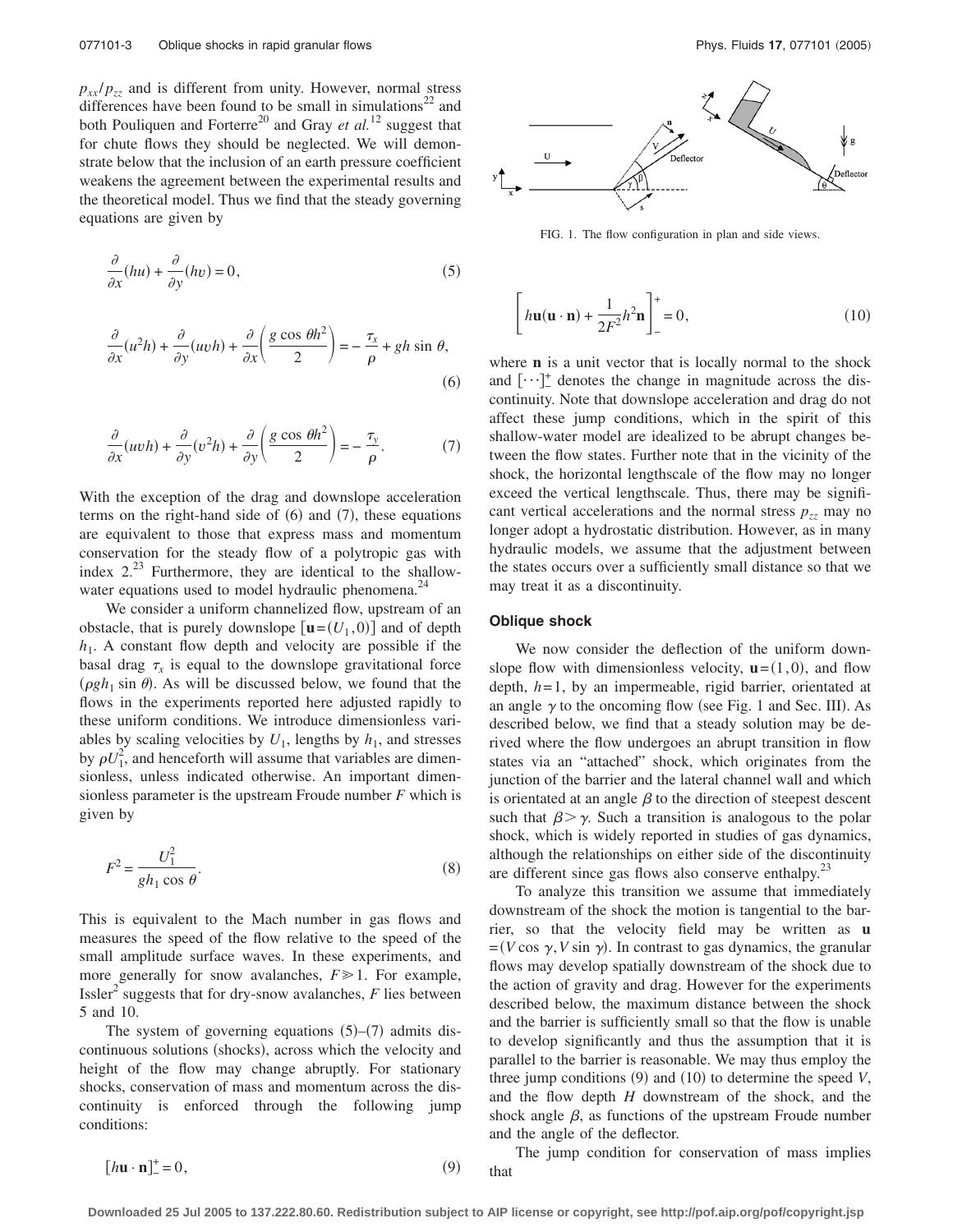$p_{xx}/p_{zz}$ and is different from unity. However, normal stress differences have been found to be small in simulations[22] and both Pouliquen and Forterre[20] and Gray *et al.*[12] suggest that for chute flows they should be neglected. We will demonstrate below that the inclusion of an earth pressure coefficient weakens the agreement between the experimental results and the theoretical model. Thus we find that the steady governing equations are given by

$$\frac{\partial}{\partial x}(hu) + \frac{\partial}{\partial y}(hv) = 0, \tag{5}$$

$$\frac{\partial}{\partial x}(u^2 h) + \frac{\partial}{\partial y}(uvh) + \frac{\partial}{\partial x}\left(\frac{g\cos\theta h^2}{2}\right) = -\frac{\tau_x}{\rho} + gh\sin\theta, \tag{6}$$

$$\frac{\partial}{\partial x}(uvh) + \frac{\partial}{\partial y}(v^2 h) + \frac{\partial}{\partial y}\left(\frac{g\cos\theta h^2}{2}\right) = -\frac{\tau_y}{\rho}. \tag{7}$$

With the exception of the drag and downslope acceleration terms on the right-hand side of (6) and (7), these equations are equivalent to those that express mass and momentum conservation for the steady flow of a polytropic gas with index 2.[23] Furthermore, they are identical to the shallow-water equations used to model hydraulic phenomena.[24]

We consider a uniform channelized flow, upstream of an obstacle, that is purely downslope [$\mathbf{u}=(U_1,0)$] and of depth $h_1$. A constant flow depth and velocity are possible if the basal drag $\tau_x$ is equal to the downslope gravitational force ($\rho g h_1 \sin\theta$). As will be discussed below, we found that the flows in the experiments reported here adjusted rapidly to these uniform conditions. We introduce dimensionless variables by scaling velocities by $U_1$, lengths by $h_1$, and stresses by $\rho U_1^2$, and henceforth will assume that variables are dimensionless, unless indicated otherwise. An important dimensionless parameter is the upstream Froude number $F$ which is given by

$$F^2 = \frac{U_1^2}{g h_1 \cos\theta}. \tag{8}$$

This is equivalent to the Mach number in gas flows and measures the speed of the flow relative to the speed of the small amplitude surface waves. In these experiments, and more generally for snow avalanches, $F \gg 1$. For example, Issler[2] suggests that for dry-snow avalanches, $F$ lies between 5 and 10.

The system of governing equations (5)–(7) admits discontinuous solutions (shocks), across which the velocity and height of the flow may change abruptly. For stationary shocks, conservation of mass and momentum across the discontinuity is enforced through the following jump conditions:

$$[h\mathbf{u}\cdot\mathbf{n}]_-^+ = 0, \tag{9}$$

FIG. 1. The flow configuration in plan and side views.

$$\left[h\mathbf{u}(\mathbf{u}\cdot\mathbf{n}) + \frac{1}{2F^2}h^2\mathbf{n}\right]_-^+ = 0, \tag{10}$$

where $\mathbf{n}$ is a unit vector that is locally normal to the shock and $[\cdots]_-^+$ denotes the change in magnitude across the discontinuity. Note that downslope acceleration and drag do not affect these jump conditions, which in the spirit of this shallow-water model are idealized to be abrupt changes between the flow states. Further note that in the vicinity of the shock, the horizontal lengthscale of the flow may no longer exceed the vertical lengthscale. Thus, there may be significant vertical accelerations and the normal stress $p_{zz}$ may no longer adopt a hydrostatic distribution. However, as in many hydraulic models, we assume that the adjustment between the states occurs over a sufficiently small distance so that we may treat it as a discontinuity.

### Oblique shock

We now consider the deflection of the uniform downslope flow with dimensionless velocity, $\mathbf{u}=(1,0)$, and flow depth, $h=1$, by an impermeable, rigid barrier, orientated at an angle $\gamma$ to the oncoming flow (see Fig. 1 and Sec. III). As described below, we find that a steady solution may be derived where the flow undergoes an abrupt transition in flow states via an "attached" shock, which originates from the junction of the barrier and the lateral channel wall and which is orientated at an angle $\beta$ to the direction of steepest descent such that $\beta > \gamma$. Such a transition is analogous to the polar shock, which is widely reported in studies of gas dynamics, although the relationships on either side of the discontinuity are different since gas flows also conserve enthalpy.[23]

To analyze this transition we assume that immediately downstream of the shock the motion is tangential to the barrier, so that the velocity field may be written as $\mathbf{u}=(V\cos\gamma, V\sin\gamma)$. In contrast to gas dynamics, the granular flows may develop spatially downstream of the shock due to the action of gravity and drag. However for the experiments described below, the maximum distance between the shock and the barrier is sufficiently small so that the flow is unable to develop significantly and thus the assumption that it is parallel to the barrier is reasonable. We may thus employ the three jump conditions (9) and (10) to determine the speed $V$, and the flow depth $H$ downstream of the shock, and the shock angle $\beta$, as functions of the upstream Froude number and the angle of the deflector.

The jump condition for conservation of mass implies that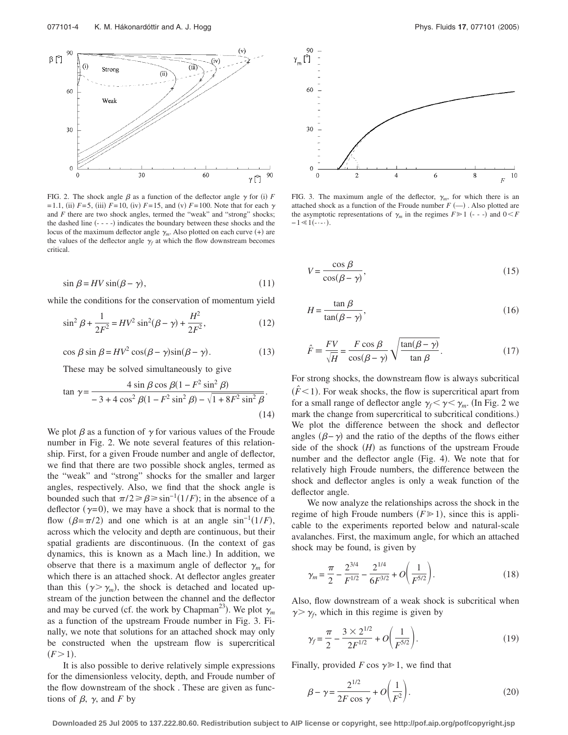FIG. 2. The shock angle $\beta$ as a function of the deflector angle $\gamma$ for (i) $F=1.1$, (ii) $F=5$, (iii) $F=10$, (iv) $F=15$, and (v) $F=100$. Note that for each $\gamma$ and $F$ there are two shock angles, termed the "weak" and "strong" shocks; the dashed line (- - - -) indicates the boundary between these shocks and the locus of the maximum deflector angle $\gamma_m$. Also plotted on each curve (+) are the values of the deflector angle $\gamma_f$ at which the flow downstream becomes critical.

FIG. 3. The maximum angle of the deflector, $\gamma_m$, for which there is an attached shock as a function of the Froude number $F$ (—) . Also plotted are the asymptotic representations of $\gamma_m$ in the regimes $F \gg 1$ (- - -) and $0 < F - 1 \ll 1$ (-·-·).

$$\sin \beta = HV \sin(\beta - \gamma), \tag{11}$$

while the conditions for the conservation of momentum yield

$$\sin^2 \beta + \frac{1}{2F^2} = HV^2 \sin^2(\beta - \gamma) + \frac{H^2}{2F^2}, \tag{12}$$

$$\cos \beta \sin \beta = HV^2 \cos(\beta - \gamma)\sin(\beta - \gamma). \tag{13}$$

These may be solved simultaneously to give

$$\tan \gamma = \frac{4 \sin \beta \cos \beta (1 - F^2 \sin^2 \beta)}{-3 + 4\cos^2 \beta (1 - F^2 \sin^2 \beta) - \sqrt{1 + 8F^2 \sin^2 \beta}}. \tag{14}$$

We plot $\beta$ as a function of $\gamma$ for various values of the Froude number in Fig. 2. We note several features of this relationship. First, for a given Froude number and angle of deflector, we find that there are two possible shock angles, termed as the "weak" and "strong" shocks for the smaller and larger angles, respectively. Also, we find that the shock angle is bounded such that $\pi/2 \geq \beta \geq \sin^{-1}(1/F)$; in the absence of a deflector ($\gamma=0$), we may have a shock that is normal to the flow ($\beta=\pi/2$) and one which is at an angle $\sin^{-1}(1/F)$, across which the velocity and depth are continuous, but their spatial gradients are discontinuous. (In the context of gas dynamics, this is known as a Mach line.) In addition, we observe that there is a maximum angle of deflector $\gamma_m$ for which there is an attached shock. At deflector angles greater than this ($\gamma > \gamma_m$), the shock is detached and located upstream of the junction between the channel and the deflector and may be curved (cf. the work by Chapman[23]). We plot $\gamma_m$ as a function of the upstream Froude number in Fig. 3. Finally, we note that solutions for an attached shock may only be constructed when the upstream flow is supercritical ($F>1$).

It is also possible to derive relatively simple expressions for the dimensionless velocity, depth, and Froude number of the flow downstream of the shock . These are given as functions of $\beta$, $\gamma$, and $F$ by

$$V = \frac{\cos \beta}{\cos(\beta - \gamma)}, \tag{15}$$

$$H = \frac{\tan \beta}{\tan(\beta - \gamma)}, \tag{16}$$

$$\hat{F} \equiv \frac{FV}{\sqrt{H}} = \frac{F \cos \beta}{\cos(\beta - \gamma)} \sqrt{\frac{\tan(\beta - \gamma)}{\tan \beta}}. \tag{17}$$

For strong shocks, the downstream flow is always subcritical ($\hat{F} < 1$). For weak shocks, the flow is supercritical apart from for a small range of deflector angle $\gamma_f < \gamma < \gamma_m$. (In Fig. 2 we mark the change from supercritical to subcritical conditions.) We plot the difference between the shock and deflector angles ($\beta - \gamma$) and the ratio of the depths of the flows either side of the shock ($H$) as functions of the upstream Froude number and the deflector angle (Fig. 4). We note that for relatively high Froude numbers, the difference between the shock and deflector angles is only a weak function of the deflector angle.

We now analyze the relationships across the shock in the regime of high Froude numbers ($F \gg 1$), since this is applicable to the experiments reported below and natural-scale avalanches. First, the maximum angle, for which an attached shock may be found, is given by

$$\gamma_m = \frac{\pi}{2} - \frac{2^{3/4}}{F^{1/2}} - \frac{2^{1/4}}{6F^{3/2}} + O\left(\frac{1}{F^{5/2}}\right). \tag{18}$$

Also, flow downstream of a weak shock is subcritical when $\gamma > \gamma_f$, which in this regime is given by

$$\gamma_f = \frac{\pi}{2} - \frac{3 \times 2^{1/2}}{2F^{1/2}} + O\left(\frac{1}{F^{5/2}}\right). \tag{19}$$

Finally, provided $F \cos \gamma \gg 1$, we find that

$$\beta - \gamma = \frac{2^{1/2}}{2F \cos \gamma} + O\left(\frac{1}{F^2}\right). \tag{20}$$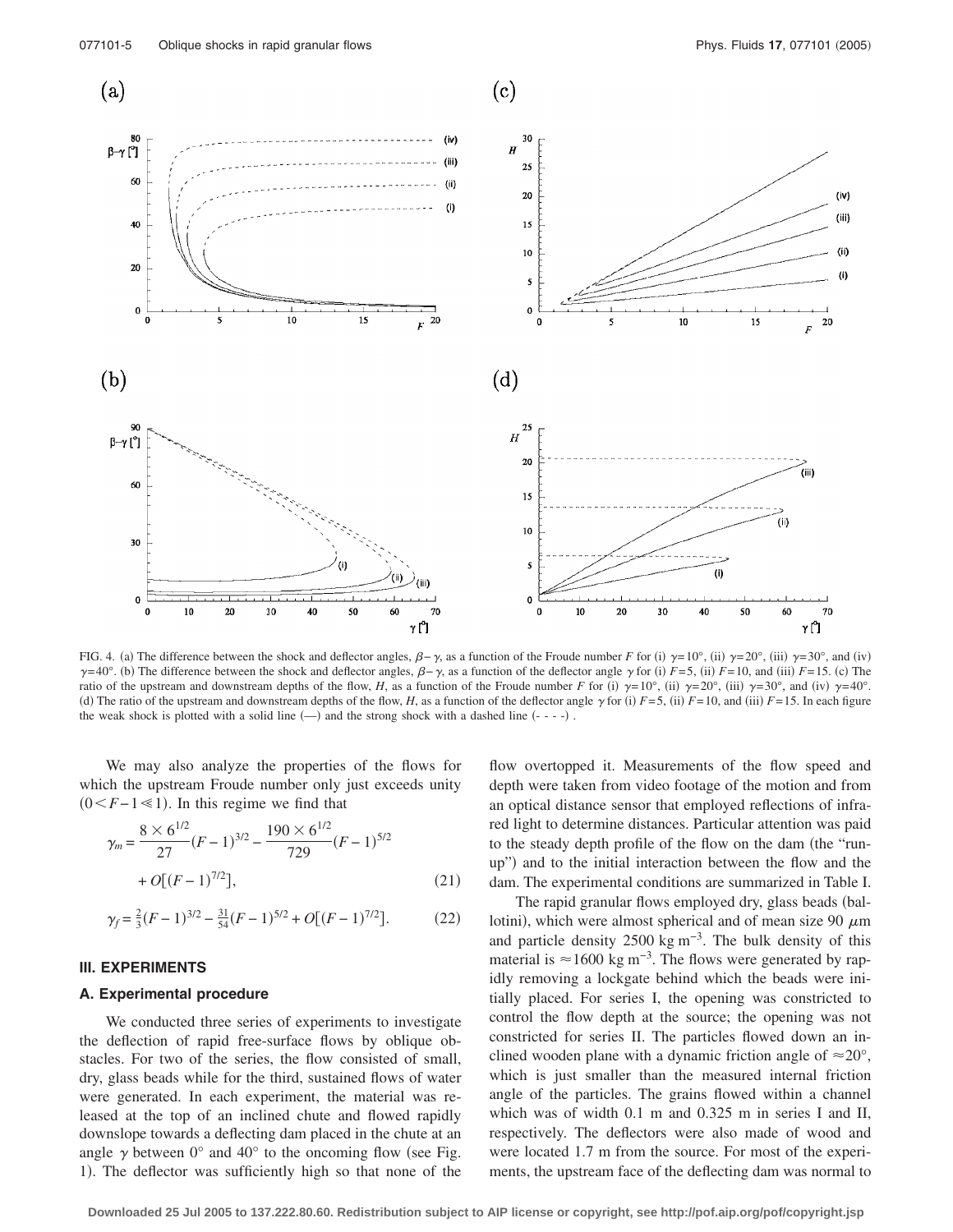FIG. 4. (a) The difference between the shock and deflector angles, $\beta-\gamma$, as a function of the Froude number $F$ for (i) $\gamma=10°$, (ii) $\gamma=20°$, (iii) $\gamma=30°$, and (iv) $\gamma=40°$. (b) The difference between the shock and deflector angles, $\beta-\gamma$, as a function of the deflector angle $\gamma$ for (i) $F=5$, (ii) $F=10$, and (iii) $F=15$. (c) The ratio of the upstream and downstream depths of the flow, $H$, as a function of the Froude number $F$ for (i) $\gamma=10°$, (ii) $\gamma=20°$, (iii) $\gamma=30°$, and (iv) $\gamma=40°$. (d) The ratio of the upstream and downstream depths of the flow, $H$, as a function of the deflector angle $\gamma$ for (i) $F=5$, (ii) $F=10$, and (iii) $F=15$. In each figure the weak shock is plotted with a solid line (—) and the strong shock with a dashed line (- - - -).

We may also analyze the properties of the flows for which the upstream Froude number only just exceeds unity $(0<F-1\ll 1)$. In this regime we find that

$$\gamma_m = \frac{8\times 6^{1/2}}{27}(F-1)^{3/2} - \frac{190\times 6^{1/2}}{729}(F-1)^{5/2} + O[(F-1)^{7/2}], \tag{21}$$

$$\gamma_f = \tfrac{2}{3}(F-1)^{3/2} - \tfrac{31}{54}(F-1)^{5/2} + O[(F-1)^{7/2}]. \tag{22}$$

## III. EXPERIMENTS

### A. Experimental procedure

We conducted three series of experiments to investigate the deflection of rapid free-surface flows by oblique obstacles. For two of the series, the flow consisted of small, dry, glass beads while for the third, sustained flows of water were generated. In each experiment, the material was released at the top of an inclined chute and flowed rapidly downslope towards a deflecting dam placed in the chute at an angle $\gamma$ between 0° and 40° to the oncoming flow (see Fig. 1). The deflector was sufficiently high so that none of the flow overtopped it. Measurements of the flow speed and depth were taken from video footage of the motion and from an optical distance sensor that employed reflections of infrared light to determine distances. Particular attention was paid to the steady depth profile of the flow on the dam (the "run-up") and to the initial interaction between the flow and the dam. The experimental conditions are summarized in Table I.

The rapid granular flows employed dry, glass beads (ballotini), which were almost spherical and of mean size 90 $\mu$m and particle density 2500 kg m$^{-3}$. The bulk density of this material is $\approx$1600 kg m$^{-3}$. The flows were generated by rapidly removing a lockgate behind which the beads were initially placed. For series I, the opening was constricted to control the flow depth at the source; the opening was not constricted for series II. The particles flowed down an inclined wooden plane with a dynamic friction angle of $\approx$20°, which is just smaller than the measured internal friction angle of the particles. The grains flowed within a channel which was of width 0.1 m and 0.325 m in series I and II, respectively. The deflectors were also made of wood and were located 1.7 m from the source. For most of the experiments, the upstream face of the deflecting dam was normal to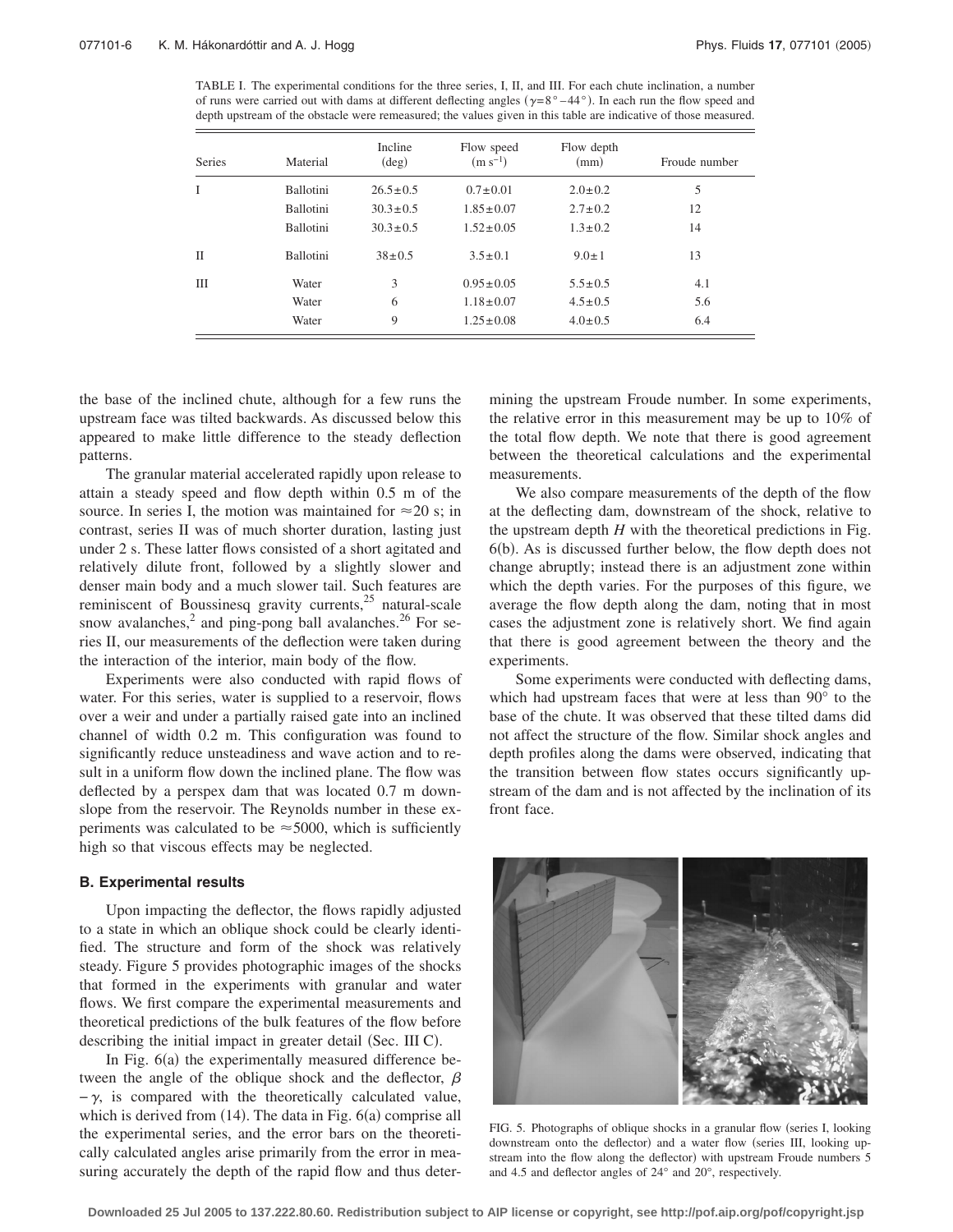TABLE I. The experimental conditions for the three series, I, II, and III. For each chute inclination, a number of runs were carried out with dams at different deflecting angles ($\gamma=8°-44°$). In each run the flow speed and depth upstream of the obstacle were remeasured; the values given in this table are indicative of those measured.

| Series | Material | Incline (deg) | Flow speed ($\mathrm{m\,s^{-1}}$) | Flow depth (mm) | Froude number |
|---|---|---|---|---|---|
| I | Ballotini | $26.5\pm0.5$ | $0.7\pm0.01$ | $2.0\pm0.2$ | 5 |
| | Ballotini | $30.3\pm0.5$ | $1.85\pm0.07$ | $2.7\pm0.2$ | 12 |
| | Ballotini | $30.3\pm0.5$ | $1.52\pm0.05$ | $1.3\pm0.2$ | 14 |
| II | Ballotini | $38\pm0.5$ | $3.5\pm0.1$ | $9.0\pm1$ | 13 |
| III | Water | 3 | $0.95\pm0.05$ | $5.5\pm0.5$ | 4.1 |
| | Water | 6 | $1.18\pm0.07$ | $4.5\pm0.5$ | 5.6 |
| | Water | 9 | $1.25\pm0.08$ | $4.0\pm0.5$ | 6.4 |

the base of the inclined chute, although for a few runs the upstream face was tilted backwards. As discussed below this appeared to make little difference to the steady deflection patterns.

The granular material accelerated rapidly upon release to attain a steady speed and flow depth within 0.5 m of the source. In series I, the motion was maintained for $\approx 20$ s; in contrast, series II was of much shorter duration, lasting just under 2 s. These latter flows consisted of a short agitated and relatively dilute front, followed by a slightly slower and denser main body and a much slower tail. Such features are reminiscent of Boussinesq gravity currents,[25] natural-scale snow avalanches,[2] and ping-pong ball avalanches.[26] For series II, our measurements of the deflection were taken during the interaction of the interior, main body of the flow.

Experiments were also conducted with rapid flows of water. For this series, water is supplied to a reservoir, flows over a weir and under a partially raised gate into an inclined channel of width 0.2 m. This configuration was found to significantly reduce unsteadiness and wave action and to result in a uniform flow down the inclined plane. The flow was deflected by a perspex dam that was located 0.7 m downslope from the reservoir. The Reynolds number in these experiments was calculated to be $\approx 5000$, which is sufficiently high so that viscous effects may be neglected.

### B. Experimental results

Upon impacting the deflector, the flows rapidly adjusted to a state in which an oblique shock could be clearly identified. The structure and form of the shock was relatively steady. Figure 5 provides photographic images of the shocks that formed in the experiments with granular and water flows. We first compare the experimental measurements and theoretical predictions of the bulk features of the flow before describing the initial impact in greater detail (Sec. III C).

In Fig. 6(a) the experimentally measured difference between the angle of the oblique shock and the deflector, $\beta-\gamma$, is compared with the theoretically calculated value, which is derived from (14). The data in Fig. 6(a) comprise all the experimental series, and the error bars on the theoretically calculated angles arise primarily from the error in measuring accurately the depth of the rapid flow and thus determining the upstream Froude number. In some experiments, the relative error in this measurement may be up to 10% of the total flow depth. We note that there is good agreement between the theoretical calculations and the experimental measurements.

We also compare measurements of the depth of the flow at the deflecting dam, downstream of the shock, relative to the upstream depth $H$ with the theoretical predictions in Fig. 6(b). As is discussed further below, the flow depth does not change abruptly; instead there is an adjustment zone within which the depth varies. For the purposes of this figure, we average the flow depth along the dam, noting that in most cases the adjustment zone is relatively short. We find again that there is good agreement between the theory and the experiments.

Some experiments were conducted with deflecting dams, which had upstream faces that were at less than 90° to the base of the chute. It was observed that these tilted dams did not affect the structure of the flow. Similar shock angles and depth profiles along the dams were observed, indicating that the transition between flow states occurs significantly upstream of the dam and is not affected by the inclination of its front face.

FIG. 5. Photographs of oblique shocks in a granular flow (series I, looking downstream onto the deflector) and a water flow (series III, looking upstream into the flow along the deflector) with upstream Froude numbers 5 and 4.5 and deflector angles of 24° and 20°, respectively.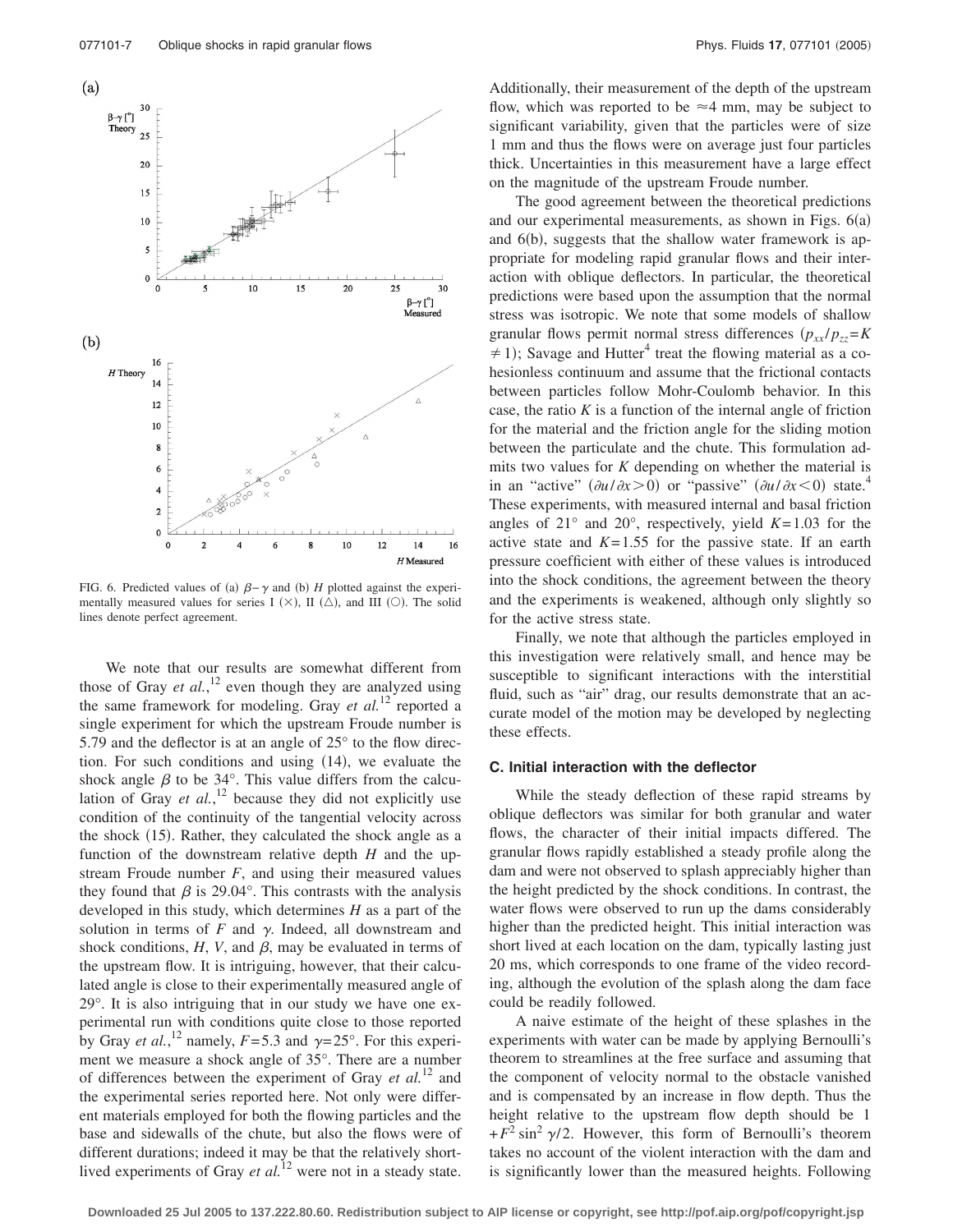FIG. 6. Predicted values of (a) $\beta-\gamma$ and (b) $H$ plotted against the experimentally measured values for series I (×), II (△), and III (○). The solid lines denote perfect agreement.

We note that our results are somewhat different from those of Gray *et al.*,[12] even though they are analyzed using the same framework for modeling. Gray *et al.*[12] reported a single experiment for which the upstream Froude number is 5.79 and the deflector is at an angle of 25° to the flow direction. For such conditions and using (14), we evaluate the shock angle $\beta$ to be 34°. This value differs from the calculation of Gray *et al.*,[12] because they did not explicitly use condition of the continuity of the tangential velocity across the shock (15). Rather, they calculated the shock angle as a function of the downstream relative depth $H$ and the upstream Froude number $F$, and using their measured values they found that $\beta$ is 29.04°. This contrasts with the analysis developed in this study, which determines $H$ as a part of the solution in terms of $F$ and $\gamma$. Indeed, all downstream and shock conditions, $H$, $V$, and $\beta$, may be evaluated in terms of the upstream flow. It is intriguing, however, that their calculated angle is close to their experimentally measured angle of 29°. It is also intriguing that in our study we have one experimental run with conditions quite close to those reported by Gray *et al.*,[12] namely, $F=5.3$ and $\gamma=25°$. For this experiment we measure a shock angle of 35°. There are a number of differences between the experiment of Gray *et al.*[12] and the experimental series reported here. Not only were different materials employed for both the flowing particles and the base and sidewalls of the chute, but also the flows were of different durations; indeed it may be that the relatively short-lived experiments of Gray *et al.*[12] were not in a steady state. Additionally, their measurement of the depth of the upstream flow, which was reported to be $\approx 4$ mm, may be subject to significant variability, given that the particles were of size 1 mm and thus the flows were on average just four particles thick. Uncertainties in this measurement have a large effect on the magnitude of the upstream Froude number.

The good agreement between the theoretical predictions and our experimental measurements, as shown in Figs. 6(a) and 6(b), suggests that the shallow water framework is appropriate for modeling rapid granular flows and their interaction with oblique deflectors. In particular, the theoretical predictions were based upon the assumption that the normal stress was isotropic. We note that some models of shallow granular flows permit normal stress differences ($p_{xx}/p_{zz}=K \neq 1$); Savage and Hutter[4] treat the flowing material as a cohesionless continuum and assume that the frictional contacts between particles follow Mohr-Coulomb behavior. In this case, the ratio $K$ is a function of the internal angle of friction for the material and the friction angle for the sliding motion between the particulate and the chute. This formulation admits two values for $K$ depending on whether the material is in an "active" ($\partial u/\partial x>0$) or "passive" ($\partial u/\partial x<0$) state.[4] These experiments, with measured internal and basal friction angles of 21° and 20°, respectively, yield $K=1.03$ for the active state and $K=1.55$ for the passive state. If an earth pressure coefficient with either of these values is introduced into the shock conditions, the agreement between the theory and the experiments is weakened, although only slightly so for the active stress state.

Finally, we note that although the particles employed in this investigation were relatively small, and hence may be susceptible to significant interactions with the interstitial fluid, such as "air" drag, our results demonstrate that an accurate model of the motion may be developed by neglecting these effects.

### C. Initial interaction with the deflector

While the steady deflection of these rapid streams by oblique deflectors was similar for both granular and water flows, the character of their initial impacts differed. The granular flows rapidly established a steady profile along the dam and were not observed to splash appreciably higher than the height predicted by the shock conditions. In contrast, the water flows were observed to run up the dams considerably higher than the predicted height. This initial interaction was short lived at each location on the dam, typically lasting just 20 ms, which corresponds to one frame of the video recording, although the evolution of the splash along the dam face could be readily followed.

A naive estimate of the height of these splashes in the experiments with water can be made by applying Bernoulli's theorem to streamlines at the free surface and assuming that the component of velocity normal to the obstacle vanished and is compensated by an increase in flow depth. Thus the height relative to the upstream flow depth should be $1+F^2\sin^2\gamma/2$. However, this form of Bernoulli's theorem takes no account of the violent interaction with the dam and is significantly lower than the measured heights. Following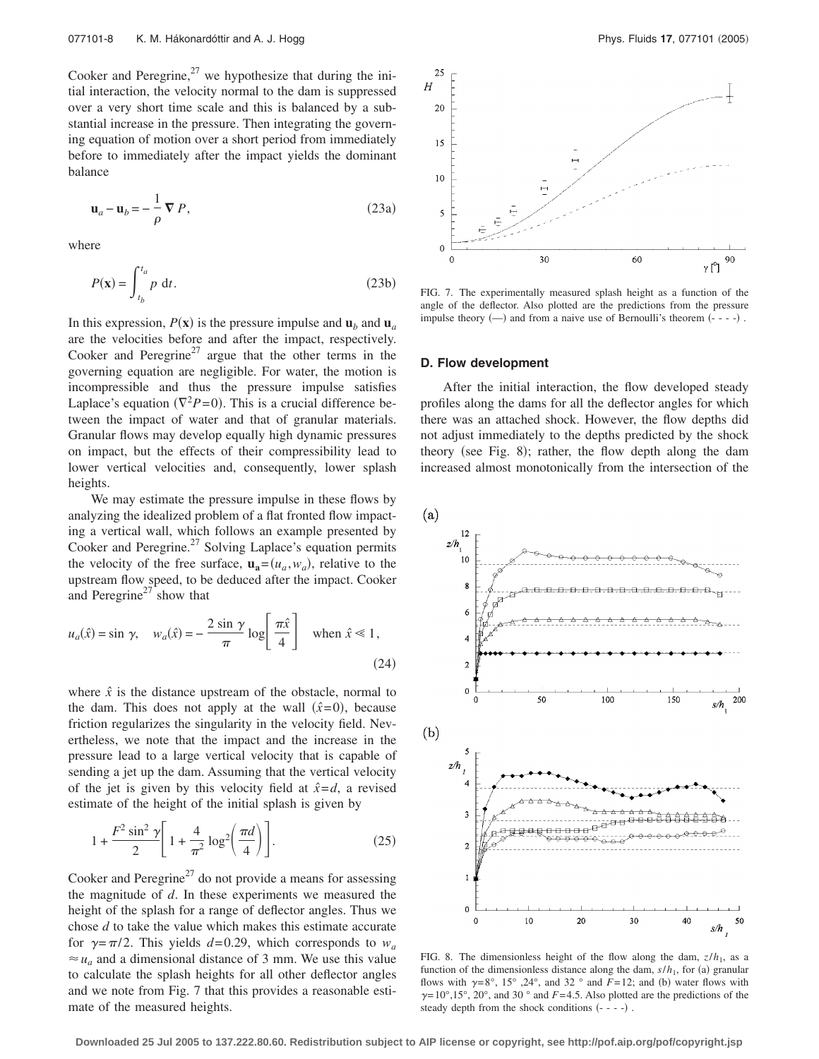Cooker and Peregrine,[27] we hypothesize that during the initial interaction, the velocity normal to the dam is suppressed over a very short time scale and this is balanced by a substantial increase in the pressure. Then integrating the governing equation of motion over a short period from immediately before to immediately after the impact yields the dominant balance

$$\mathbf{u}_a - \mathbf{u}_b = -\frac{1}{\rho}\nabla P, \tag{23a}$$

where

$$P(\mathbf{x}) = \int_{t_b}^{t_a} p \, \mathrm{d}t. \tag{23b}$$

In this expression, $P(\mathbf{x})$ is the pressure impulse and $\mathbf{u}_b$ and $\mathbf{u}_a$ are the velocities before and after the impact, respectively. Cooker and Peregrine[27] argue that the other terms in the governing equation are negligible. For water, the motion is incompressible and thus the pressure impulse satisfies Laplace's equation ($\nabla^2 P = 0$). This is a crucial difference between the impact of water and that of granular materials. Granular flows may develop equally high dynamic pressures on impact, but the effects of their compressibility lead to lower vertical velocities and, consequently, lower splash heights.

We may estimate the pressure impulse in these flows by analyzing the idealized problem of a flat fronted flow impacting a vertical wall, which follows an example presented by Cooker and Peregrine.[27] Solving Laplace's equation permits the velocity of the free surface, $\mathbf{u_a} = (u_a, w_a)$, relative to the upstream flow speed, to be deduced after the impact. Cooker and Peregrine[27] show that

$$u_a(\hat{x}) = \sin\gamma, \quad w_a(\hat{x}) = -\frac{2\sin\gamma}{\pi}\log\left[\frac{\pi\hat{x}}{4}\right] \quad \text{when } \hat{x} \ll 1, \tag{24}$$

where $\hat{x}$ is the distance upstream of the obstacle, normal to the dam. This does not apply at the wall ($\hat{x}=0$), because friction regularizes the singularity in the velocity field. Nevertheless, we note that the impact and the increase in the pressure lead to a large vertical velocity that is capable of sending a jet up the dam. Assuming that the vertical velocity of the jet is given by this velocity field at $\hat{x}=d$, a revised estimate of the height of the initial splash is given by

$$1 + \frac{F^2\sin^2\gamma}{2}\left[1 + \frac{4}{\pi^2}\log^2\left(\frac{\pi d}{4}\right)\right]. \tag{25}$$

Cooker and Peregrine[27] do not provide a means for assessing the magnitude of $d$. In these experiments we measured the height of the splash for a range of deflector angles. Thus we chose $d$ to take the value which makes this estimate accurate for $\gamma = \pi/2$. This yields $d = 0.29$, which corresponds to $w_a \approx u_a$ and a dimensional distance of 3 mm. We use this value to calculate the splash heights for all other deflector angles and we note from Fig. 7 that this provides a reasonable estimate of the measured heights.

FIG. 7. The experimentally measured splash height as a function of the angle of the deflector. Also plotted are the predictions from the pressure impulse theory (—) and from a naive use of Bernoulli's theorem (- - - -).

### D. Flow development

After the initial interaction, the flow developed steady profiles along the dams for all the deflector angles for which there was an attached shock. However, the flow depths did not adjust immediately to the depths predicted by the shock theory (see Fig. 8); rather, the flow depth along the dam increased almost monotonically from the intersection of the

FIG. 8. The dimensionless height of the flow along the dam, $z/h_1$, as a function of the dimensionless distance along the dam, $s/h_1$, for (a) granular flows with $\gamma = 8°$, 15°, 24°, and 32° and $F = 12$; and (b) water flows with $\gamma = 10°$, 15°, 20°, and 30° and $F = 4.5$. Also plotted are the predictions of the steady depth from the shock conditions (- - - -).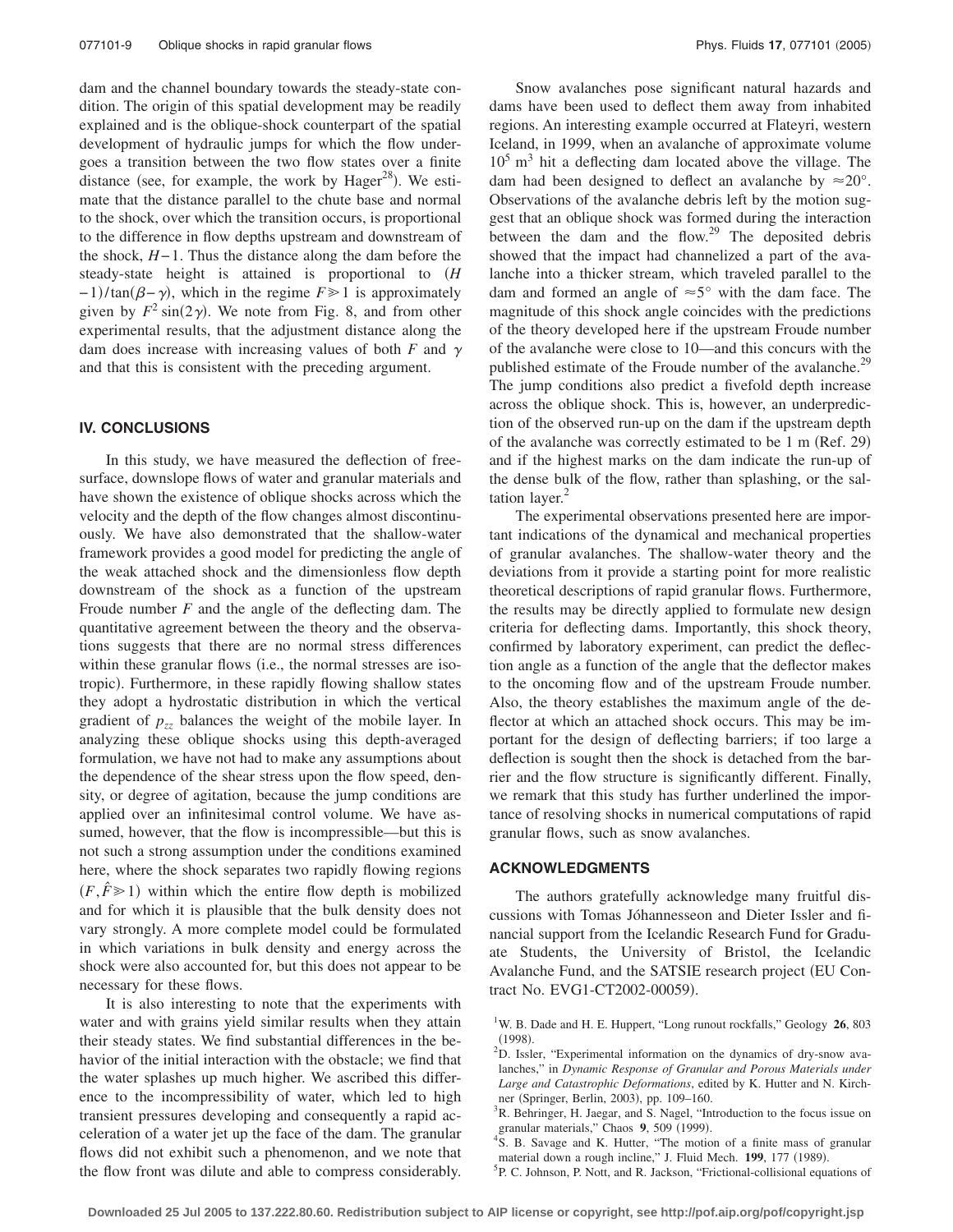dam and the channel boundary towards the steady-state condition. The origin of this spatial development may be readily explained and is the oblique-shock counterpart of the spatial development of hydraulic jumps for which the flow undergoes a transition between the two flow states over a finite distance (see, for example, the work by Hager[28]). We estimate that the distance parallel to the chute base and normal to the shock, over which the transition occurs, is proportional to the difference in flow depths upstream and downstream of the shock, $H-1$. Thus the distance along the dam before the steady-state height is attained is proportional to $(H-1)/\tan(\beta-\gamma)$, which in the regime $F \gg 1$ is approximately given by $F^2 \sin(2\gamma)$. We note from Fig. 8, and from other experimental results, that the adjustment distance along the dam does increase with increasing values of both $F$ and $\gamma$ and that this is consistent with the preceding argument.

## IV. CONCLUSIONS

In this study, we have measured the deflection of free-surface, downslope flows of water and granular materials and have shown the existence of oblique shocks across which the velocity and the depth of the flow changes almost discontinuously. We have also demonstrated that the shallow-water framework provides a good model for predicting the angle of the weak attached shock and the dimensionless flow depth downstream of the shock as a function of the upstream Froude number $F$ and the angle of the deflecting dam. The quantitative agreement between the theory and the observations suggests that there are no normal stress differences within these granular flows (i.e., the normal stresses are isotropic). Furthermore, in these rapidly flowing shallow states they adopt a hydrostatic distribution in which the vertical gradient of $p_{zz}$ balances the weight of the mobile layer. In analyzing these oblique shocks using this depth-averaged formulation, we have not had to make any assumptions about the dependence of the shear stress upon the flow speed, density, or degree of agitation, because the jump conditions are applied over an infinitesimal control volume. We have assumed, however, that the flow is incompressible—but this is not such a strong assumption under the conditions examined here, where the shock separates two rapidly flowing regions $(F, \hat{F} \gg 1)$ within which the entire flow depth is mobilized and for which it is plausible that the bulk density does not vary strongly. A more complete model could be formulated in which variations in bulk density and energy across the shock were also accounted for, but this does not appear to be necessary for these flows.

It is also interesting to note that the experiments with water and with grains yield similar results when they attain their steady states. We find substantial differences in the behavior of the initial interaction with the obstacle; we find that the water splashes up much higher. We ascribed this difference to the incompressibility of water, which led to high transient pressures developing and consequently a rapid acceleration of a water jet up the face of the dam. The granular flows did not exhibit such a phenomenon, and we note that the flow front was dilute and able to compress considerably.

Snow avalanches pose significant natural hazards and dams have been used to deflect them away from inhabited regions. An interesting example occurred at Flateyri, western Iceland, in 1999, when an avalanche of approximate volume $10^5$ m$^3$ hit a deflecting dam located above the village. The dam had been designed to deflect an avalanche by $\approx 20°$. Observations of the avalanche debris left by the motion suggest that an oblique shock was formed during the interaction between the dam and the flow.[29] The deposited debris showed that the impact had channelized a part of the avalanche into a thicker stream, which traveled parallel to the dam and formed an angle of $\approx 5°$ with the dam face. The magnitude of this shock angle coincides with the predictions of the theory developed here if the upstream Froude number of the avalanche were close to 10—and this concurs with the published estimate of the Froude number of the avalanche.[29] The jump conditions also predict a fivefold depth increase across the oblique shock. This is, however, an underprediction of the observed run-up on the dam if the upstream depth of the avalanche was correctly estimated to be 1 m (Ref. 29) and if the highest marks on the dam indicate the run-up of the dense bulk of the flow, rather than splashing, or the saltation layer.[2]

The experimental observations presented here are important indications of the dynamical and mechanical properties of granular avalanches. The shallow-water theory and the deviations from it provide a starting point for more realistic theoretical descriptions of rapid granular flows. Furthermore, the results may be directly applied to formulate new design criteria for deflecting dams. Importantly, this shock theory, confirmed by laboratory experiment, can predict the deflection angle as a function of the angle that the deflector makes to the oncoming flow and of the upstream Froude number. Also, the theory establishes the maximum angle of the deflector at which an attached shock occurs. This may be important for the design of deflecting barriers; if too large a deflection is sought then the shock is detached from the barrier and the flow structure is significantly different. Finally, we remark that this study has further underlined the importance of resolving shocks in numerical computations of rapid granular flows, such as snow avalanches.

## ACKNOWLEDGMENTS

The authors gratefully acknowledge many fruitful discussions with Tomas Jóhannesseon and Dieter Issler and financial support from the Icelandic Research Fund for Graduate Students, the University of Bristol, the Icelandic Avalanche Fund, and the SATSIE research project (EU Contract No. EVG1-CT2002-00059).

[1] W. B. Dade and H. E. Huppert, "Long runout rockfalls," Geology **26**, 803 (1998).

[2] D. Issler, "Experimental information on the dynamics of dry-snow avalanches," in *Dynamic Response of Granular and Porous Materials under Large and Catastrophic Deformations*, edited by K. Hutter and N. Kirchner (Springer, Berlin, 2003), pp. 109–160.

[3] R. Behringer, H. Jaegar, and S. Nagel, "Introduction to the focus issue on granular materials," Chaos **9**, 509 (1999).

[4] S. B. Savage and K. Hutter, "The motion of a finite mass of granular material down a rough incline," J. Fluid Mech. **199**, 177 (1989).

[5] P. C. Johnson, P. Nott, and R. Jackson, "Frictional-collisional equations of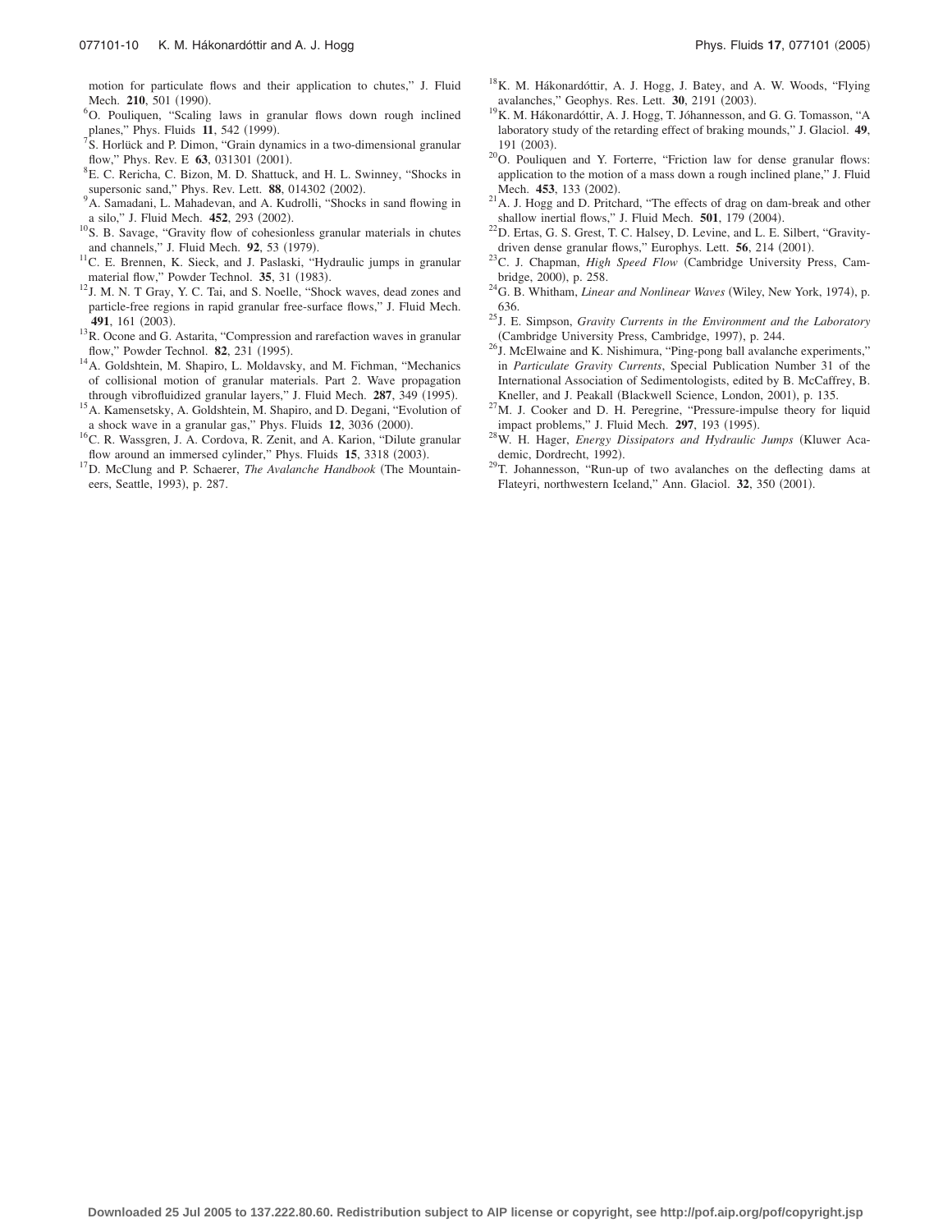motion for particulate flows and their application to chutes," J. Fluid Mech. **210**, 501 (1990).

[6] O. Pouliquen, "Scaling laws in granular flows down rough inclined planes," Phys. Fluids **11**, 542 (1999).

[7] S. Horlück and P. Dimon, "Grain dynamics in a two-dimensional granular flow," Phys. Rev. E **63**, 031301 (2001).

[8] E. C. Rericha, C. Bizon, M. D. Shattuck, and H. L. Swinney, "Shocks in supersonic sand," Phys. Rev. Lett. **88**, 014302 (2002).

[9] A. Samadani, L. Mahadevan, and A. Kudrolli, "Shocks in sand flowing in a silo," J. Fluid Mech. **452**, 293 (2002).

[10] S. B. Savage, "Gravity flow of cohesionless granular materials in chutes and channels," J. Fluid Mech. **92**, 53 (1979).

[11] C. E. Brennen, K. Sieck, and J. Paslaski, "Hydraulic jumps in granular material flow," Powder Technol. **35**, 31 (1983).

[12] J. M. N. T Gray, Y. C. Tai, and S. Noelle, "Shock waves, dead zones and particle-free regions in rapid granular free-surface flows," J. Fluid Mech. **491**, 161 (2003).

[13] R. Ocone and G. Astarita, "Compression and rarefaction waves in granular flow," Powder Technol. **82**, 231 (1995).

[14] A. Goldshtein, M. Shapiro, L. Moldavsky, and M. Fichman, "Mechanics of collisional motion of granular materials. Part 2. Wave propagation through vibrofluidized granular layers," J. Fluid Mech. **287**, 349 (1995).

[15] A. Kamensetsky, A. Goldshtein, M. Shapiro, and D. Degani, "Evolution of a shock wave in a granular gas," Phys. Fluids **12**, 3036 (2000).

[16] C. R. Wassgren, J. A. Cordova, R. Zenit, and A. Karion, "Dilute granular flow around an immersed cylinder," Phys. Fluids **15**, 3318 (2003).

[17] D. McClung and P. Schaerer, *The Avalanche Handbook* (The Mountaineers, Seattle, 1993), p. 287.

[18] K. M. Hákonardóttir, A. J. Hogg, J. Batey, and A. W. Woods, "Flying avalanches," Geophys. Res. Lett. **30**, 2191 (2003).

[19] K. M. Hákonardóttir, A. J. Hogg, T. Jóhannesson, and G. G. Tomasson, "A laboratory study of the retarding effect of braking mounds," J. Glaciol. **49**, 191 (2003).

[20] O. Pouliquen and Y. Forterre, "Friction law for dense granular flows: application to the motion of a mass down a rough inclined plane," J. Fluid Mech. **453**, 133 (2002).

[21] A. J. Hogg and D. Pritchard, "The effects of drag on dam-break and other shallow inertial flows," J. Fluid Mech. **501**, 179 (2004).

[22] D. Ertas, G. S. Grest, T. C. Halsey, D. Levine, and L. E. Silbert, "Gravity-driven dense granular flows," Europhys. Lett. **56**, 214 (2001).

[23] C. J. Chapman, *High Speed Flow* (Cambridge University Press, Cambridge, 2000), p. 258.

[24] G. B. Whitham, *Linear and Nonlinear Waves* (Wiley, New York, 1974), p. 636.

[25] J. E. Simpson, *Gravity Currents in the Environment and the Laboratory* (Cambridge University Press, Cambridge, 1997), p. 244.

[26] J. McElwaine and K. Nishimura, "Ping-pong ball avalanche experiments," in *Particulate Gravity Currents*, Special Publication Number 31 of the International Association of Sedimentologists, edited by B. McCaffrey, B. Kneller, and J. Peakall (Blackwell Science, London, 2001), p. 135.

[27] M. J. Cooker and D. H. Peregrine, "Pressure-impulse theory for liquid impact problems," J. Fluid Mech. **297**, 193 (1995).

[28] W. H. Hager, *Energy Dissipators and Hydraulic Jumps* (Kluwer Academic, Dordrecht, 1992).

[29] T. Johannesson, "Run-up of two avalanches on the deflecting dams at Flateyri, northwestern Iceland," Ann. Glaciol. **32**, 350 (2001).